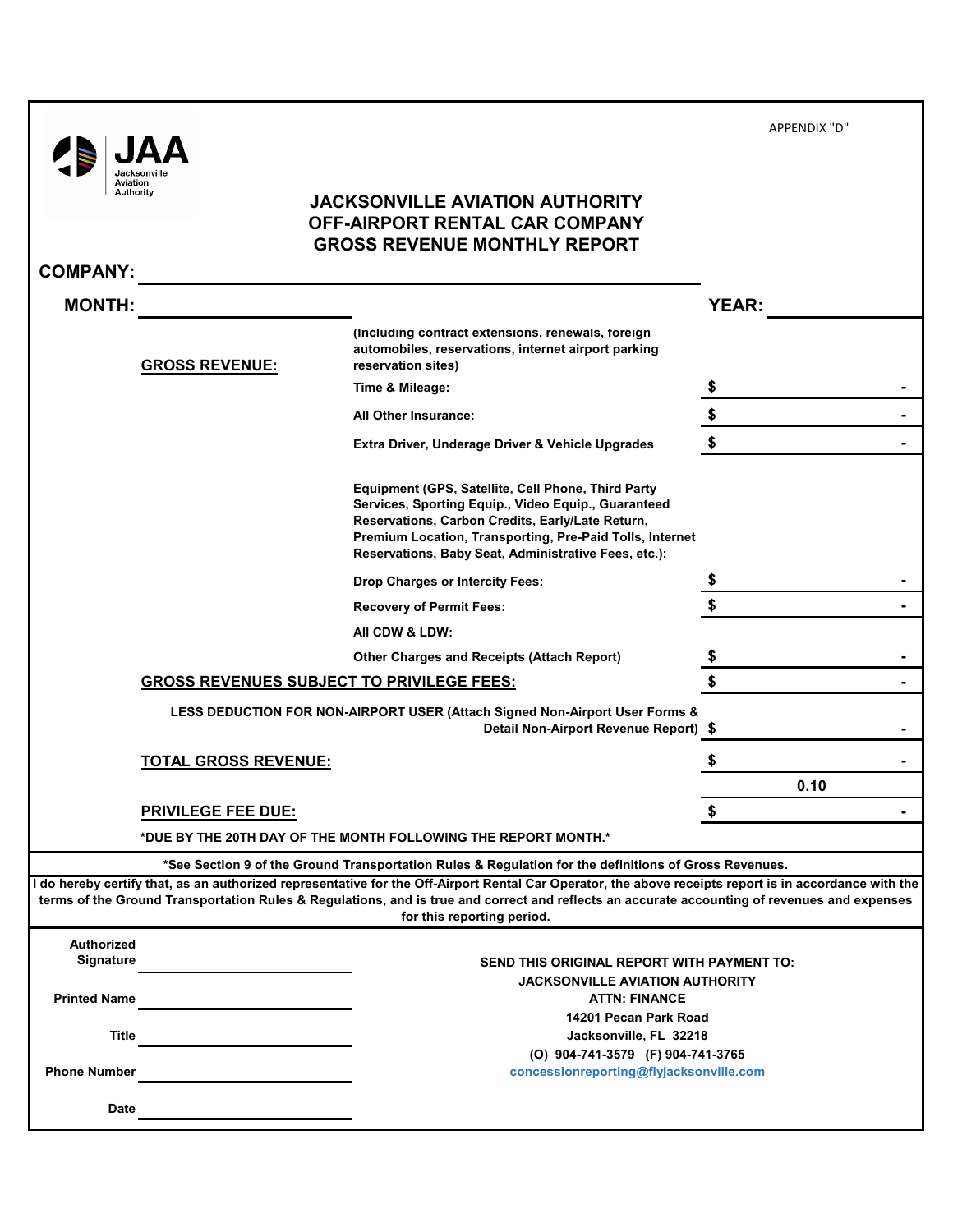APPENDIX "D"

JAA Jacksonville Aviation Authority

# JACKSONVILLE AVIATION AUTHORITY
# OFF-AIRPORT RENTAL CAR COMPANY
# GROSS REVENUE MONTHLY REPORT

**COMPANY:** ______________________________

**MONTH:** ____________________ **YEAR:** __________

| | | |
|---|---|---|
| **GROSS REVENUE:** | **(Including contract extensions, renewals, foreign automobiles, reservations, internet airport parking reservation sites)** | |
| | **Time & Mileage:** | **$ -** |
| | **All Other Insurance:** | **$ -** |
| | **Extra Driver, Underage Driver & Vehicle Upgrades** | **$ -** |
| | **Equipment (GPS, Satellite, Cell Phone, Third Party Services, Sporting Equip., Video Equip., Guaranteed Reservations, Carbon Credits, Early/Late Return, Premium Location, Transporting, Pre-Paid Tolls, Internet Reservations, Baby Seat, Administrative Fees, etc.):** | |
| | **Drop Charges or Intercity Fees:** | **$ -** |
| | **Recovery of Permit Fees:** | **$ -** |
| | **All CDW & LDW:** | |
| | **Other Charges and Receipts (Attach Report)** | **$ -** |
| **GROSS REVENUES SUBJECT TO PRIVILEGE FEES:** | | **$ -** |
| **LESS DEDUCTION FOR NON-AIRPORT USER (Attach Signed Non-Airport User Forms & Detail Non-Airport Revenue Report)** | | **$ -** |
| **TOTAL GROSS REVENUE:** | | **$ -** |
| | | **0.10** |
| **PRIVILEGE FEE DUE:** | | **$ -** |

**\*DUE BY THE 20TH DAY OF THE MONTH FOLLOWING THE REPORT MONTH.\***

**\*See Section 9 of the Ground Transportation Rules & Regulation for the definitions of Gross Revenues.**

**I do hereby certify that, as an authorized representative for the Off-Airport Rental Car Operator, the above receipts report is in accordance with the terms of the Ground Transportation Rules & Regulations, and is true and correct and reflects an accurate accounting of revenues and expenses for this reporting period.**

**Authorized Signature** ____________________

**Printed Name** ____________________

**Title** ____________________

**Phone Number** ____________________

**Date** ____________________

**SEND THIS ORIGINAL REPORT WITH PAYMENT TO:**
**JACKSONVILLE AVIATION AUTHORITY**
**ATTN: FINANCE**
**14201 Pecan Park Road**
**Jacksonville, FL 32218**
**(O) 904-741-3579 (F) 904-741-3765**
**concessionreporting@flyjacksonville.com**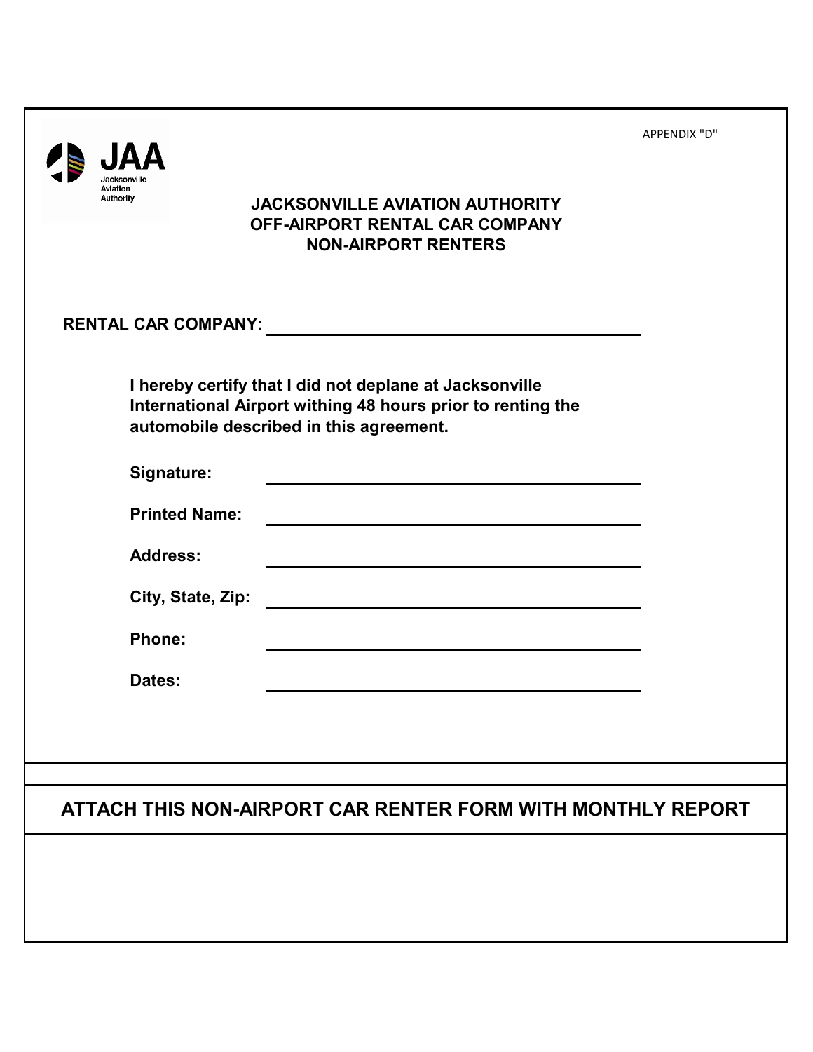APPENDIX "D"

JAA Jacksonville Aviation Authority

## JACKSONVILLE AVIATION AUTHORITY
## OFF-AIRPORT RENTAL CAR COMPANY
## NON-AIRPORT RENTERS

**RENTAL CAR COMPANY:** ______________________________

**I hereby certify that I did not deplane at Jacksonville International Airport withing 48 hours prior to renting the automobile described in this agreement.**

**Signature:** ______________________________

**Printed Name:** ______________________________

**Address:** ______________________________

**City, State, Zip:** ______________________________

**Phone:** ______________________________

**Dates:** ______________________________

**ATTACH THIS NON-AIRPORT CAR RENTER FORM WITH MONTHLY REPORT**